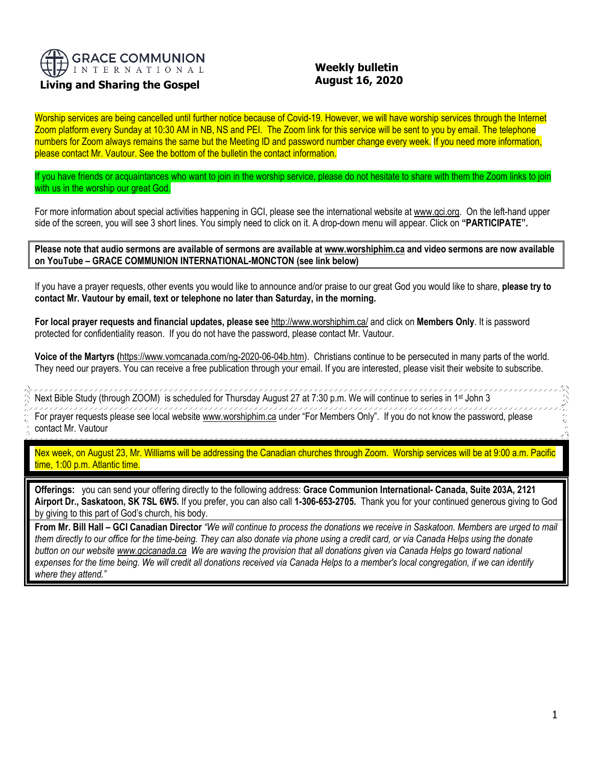GRACE COMMUNION INTERNATIONAL

**Living and Sharing the Gospel**

**Weekly bulletin**
**August 16, 2020**

Worship services are being cancelled until further notice because of Covid-19. However, we will have worship services through the Internet Zoom platform every Sunday at 10:30 AM in NB, NS and PEI. The Zoom link for this service will be sent to you by email. The telephone numbers for Zoom always remains the same but the Meeting ID and password number change every week. If you need more information, please contact Mr. Vautour. See the bottom of the bulletin the contact information.

If you have friends or acquaintances who want to join in the worship service, please do not hesitate to share with them the Zoom links to join with us in the worship our great God.

For more information about special activities happening in GCI, please see the international website at www.gci.org. On the left-hand upper side of the screen, you will see 3 short lines. You simply need to click on it. A drop-down menu will appear. Click on **"PARTICIPATE".**

**Please note that audio sermons are available of sermons are available at www.worshiphim.ca and video sermons are now available on YouTube – GRACE COMMUNION INTERNATIONAL-MONCTON (see link below)**

If you have a prayer requests, other events you would like to announce and/or praise to our great God you would like to share, **please try to contact Mr. Vautour by email, text or telephone no later than Saturday, in the morning.**

**For local prayer requests and financial updates, please see** http://www.worshiphim.ca/ and click on **Members Only**. It is password protected for confidentiality reason. If you do not have the password, please contact Mr. Vautour.

**Voice of the Martyrs (**https://www.vomcanada.com/ng-2020-06-04b.htm). Christians continue to be persecuted in many parts of the world. They need our prayers. You can receive a free publication through your email. If you are interested, please visit their website to subscribe.

Next Bible Study (through ZOOM) is scheduled for Thursday August 27 at 7:30 p.m. We will continue to series in 1st John 3

For prayer requests please see local website www.worshiphim.ca under "For Members Only". If you do not know the password, please contact Mr. Vautour

Nex week, on August 23, Mr. Williams will be addressing the Canadian churches through Zoom. Worship services will be at 9:00 a.m. Pacific time, 1:00 p.m. Atlantic time.

**Offerings:** you can send your offering directly to the following address: **Grace Communion International- Canada, Suite 203A, 2121 Airport Dr., Saskatoon, SK 7SL 6W5.** If you prefer, you can also call **1-306-653-2705.** Thank you for your continued generous giving to God by giving to this part of God's church, his body.

**From Mr. Bill Hall – GCI Canadian Director** *"We will continue to process the donations we receive in Saskatoon. Members are urged to mail them directly to our office for the time-being. They can also donate via phone using a credit card, or via Canada Helps using the donate button on our website www.gcicanada.ca We are waving the provision that all donations given via Canada Helps go toward national expenses for the time being. We will credit all donations received via Canada Helps to a member's local congregation, if we can identify where they attend."*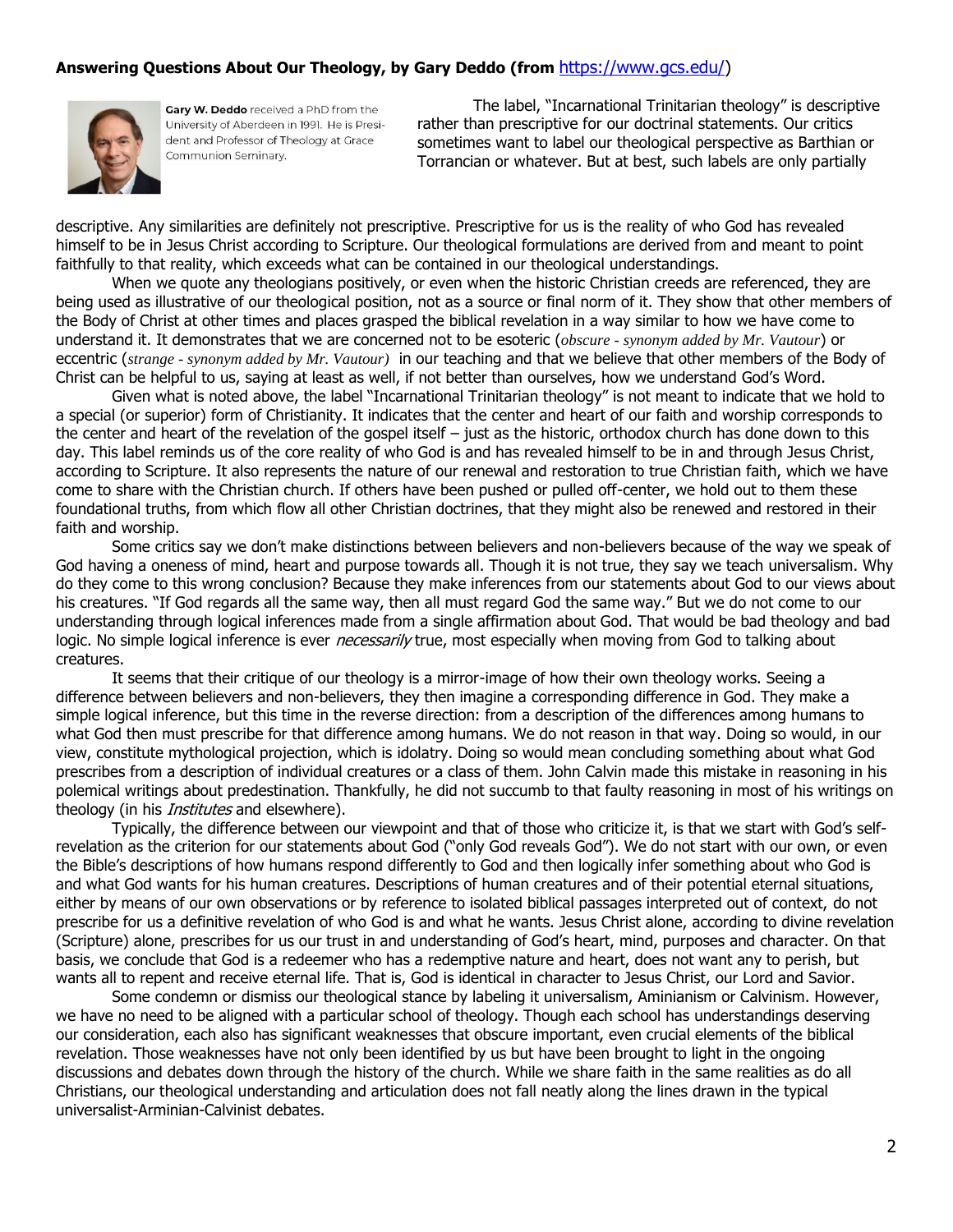**Answering Questions About Our Theology, by Gary Deddo (from https://www.gcs.edu/)**

**Gary W. Deddo** received a PhD from the University of Aberdeen in 1991. He is President and Professor of Theology at Grace Communion Seminary.

The label, "Incarnational Trinitarian theology" is descriptive rather than prescriptive for our doctrinal statements. Our critics sometimes want to label our theological perspective as Barthian or Torrancian or whatever. But at best, such labels are only partially descriptive. Any similarities are definitely not prescriptive. Prescriptive for us is the reality of who God has revealed himself to be in Jesus Christ according to Scripture. Our theological formulations are derived from and meant to point faithfully to that reality, which exceeds what can be contained in our theological understandings.

When we quote any theologians positively, or even when the historic Christian creeds are referenced, they are being used as illustrative of our theological position, not as a source or final norm of it. They show that other members of the Body of Christ at other times and places grasped the biblical revelation in a way similar to how we have come to understand it. It demonstrates that we are concerned not to be esoteric (*obscure - synonym added by Mr. Vautour*) or eccentric (*strange - synonym added by Mr. Vautour)* in our teaching and that we believe that other members of the Body of Christ can be helpful to us, saying at least as well, if not better than ourselves, how we understand God's Word.

Given what is noted above, the label "Incarnational Trinitarian theology" is not meant to indicate that we hold to a special (or superior) form of Christianity. It indicates that the center and heart of our faith and worship corresponds to the center and heart of the revelation of the gospel itself – just as the historic, orthodox church has done down to this day. This label reminds us of the core reality of who God is and has revealed himself to be in and through Jesus Christ, according to Scripture. It also represents the nature of our renewal and restoration to true Christian faith, which we have come to share with the Christian church. If others have been pushed or pulled off-center, we hold out to them these foundational truths, from which flow all other Christian doctrines, that they might also be renewed and restored in their faith and worship.

Some critics say we don't make distinctions between believers and non-believers because of the way we speak of God having a oneness of mind, heart and purpose towards all. Though it is not true, they say we teach universalism. Why do they come to this wrong conclusion? Because they make inferences from our statements about God to our views about his creatures. "If God regards all the same way, then all must regard God the same way." But we do not come to our understanding through logical inferences made from a single affirmation about God. That would be bad theology and bad logic. No simple logical inference is ever *necessarily* true, most especially when moving from God to talking about creatures.

It seems that their critique of our theology is a mirror-image of how their own theology works. Seeing a difference between believers and non-believers, they then imagine a corresponding difference in God. They make a simple logical inference, but this time in the reverse direction: from a description of the differences among humans to what God then must prescribe for that difference among humans. We do not reason in that way. Doing so would, in our view, constitute mythological projection, which is idolatry. Doing so would mean concluding something about what God prescribes from a description of individual creatures or a class of them. John Calvin made this mistake in reasoning in his polemical writings about predestination. Thankfully, he did not succumb to that faulty reasoning in most of his writings on theology (in his *Institutes* and elsewhere).

Typically, the difference between our viewpoint and that of those who criticize it, is that we start with God's self-revelation as the criterion for our statements about God ("only God reveals God"). We do not start with our own, or even the Bible's descriptions of how humans respond differently to God and then logically infer something about who God is and what God wants for his human creatures. Descriptions of human creatures and of their potential eternal situations, either by means of our own observations or by reference to isolated biblical passages interpreted out of context, do not prescribe for us a definitive revelation of who God is and what he wants. Jesus Christ alone, according to divine revelation (Scripture) alone, prescribes for us our trust in and understanding of God's heart, mind, purposes and character. On that basis, we conclude that God is a redeemer who has a redemptive nature and heart, does not want any to perish, but wants all to repent and receive eternal life. That is, God is identical in character to Jesus Christ, our Lord and Savior.

Some condemn or dismiss our theological stance by labeling it universalism, Aminianism or Calvinism. However, we have no need to be aligned with a particular school of theology. Though each school has understandings deserving our consideration, each also has significant weaknesses that obscure important, even crucial elements of the biblical revelation. Those weaknesses have not only been identified by us but have been brought to light in the ongoing discussions and debates down through the history of the church. While we share faith in the same realities as do all Christians, our theological understanding and articulation does not fall neatly along the lines drawn in the typical universalist-Arminian-Calvinist debates.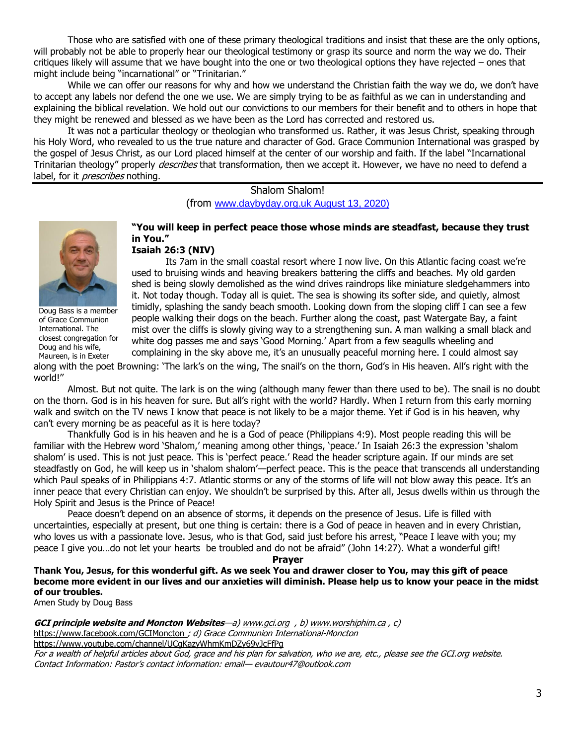Those who are satisfied with one of these primary theological traditions and insist that these are the only options, will probably not be able to properly hear our theological testimony or grasp its source and norm the way we do. Their critiques likely will assume that we have bought into the one or two theological options they have rejected – ones that might include being "incarnational" or "Trinitarian."

While we can offer our reasons for why and how we understand the Christian faith the way we do, we don't have to accept any labels nor defend the one we use. We are simply trying to be as faithful as we can in understanding and explaining the biblical revelation. We hold out our convictions to our members for their benefit and to others in hope that they might be renewed and blessed as we have been as the Lord has corrected and restored us.

It was not a particular theology or theologian who transformed us. Rather, it was Jesus Christ, speaking through his Holy Word, who revealed to us the true nature and character of God. Grace Communion International was grasped by the gospel of Jesus Christ, as our Lord placed himself at the center of our worship and faith. If the label "Incarnational Trinitarian theology" properly *describes* that transformation, then we accept it. However, we have no need to defend a label, for it *prescribes* nothing.

---

## Shalom Shalom!

(from www.daybyday.org.uk August 13, 2020)

Doug Bass is a member of Grace Communion International. The closest congregation for Doug and his wife, Maureen, is in Exeter

**"You will keep in perfect peace those whose minds are steadfast, because they trust in You."**
**Isaiah 26:3 (NIV)**

Its 7am in the small coastal resort where I now live. On this Atlantic facing coast we're used to bruising winds and heaving breakers battering the cliffs and beaches. My old garden shed is being slowly demolished as the wind drives raindrops like miniature sledgehammers into it. Not today though. Today all is quiet. The sea is showing its softer side, and quietly, almost timidly, splashing the sandy beach smooth. Looking down from the sloping cliff I can see a few people walking their dogs on the beach. Further along the coast, past Watergate Bay, a faint mist over the cliffs is slowly giving way to a strengthening sun. A man walking a small black and white dog passes me and says 'Good Morning.' Apart from a few seagulls wheeling and complaining in the sky above me, it's an unusually peaceful morning here. I could almost say along with the poet Browning: 'The lark's on the wing, The snail's on the thorn, God's in His heaven. All's right with the world!"

Almost. But not quite. The lark is on the wing (although many fewer than there used to be). The snail is no doubt on the thorn. God is in his heaven for sure. But all's right with the world? Hardly. When I return from this early morning walk and switch on the TV news I know that peace is not likely to be a major theme. Yet if God is in his heaven, why can't every morning be as peaceful as it is here today?

Thankfully God is in his heaven and he is a God of peace (Philippians 4:9). Most people reading this will be familiar with the Hebrew word 'Shalom,' meaning among other things, 'peace.' In Isaiah 26:3 the expression 'shalom shalom' is used. This is not just peace. This is 'perfect peace.' Read the header scripture again. If our minds are set steadfastly on God, he will keep us in 'shalom shalom'—perfect peace. This is the peace that transcends all understanding which Paul speaks of in Philippians 4:7. Atlantic storms or any of the storms of life will not blow away this peace. It's an inner peace that every Christian can enjoy. We shouldn't be surprised by this. After all, Jesus dwells within us through the Holy Spirit and Jesus is the Prince of Peace!

Peace doesn't depend on an absence of storms, it depends on the presence of Jesus. Life is filled with uncertainties, especially at present, but one thing is certain: there is a God of peace in heaven and in every Christian, who loves us with a passionate love. Jesus, who is that God, said just before his arrest, "Peace I leave with you; my peace I give you…do not let your hearts be troubled and do not be afraid" (John 14:27). What a wonderful gift!

**Prayer**

**Thank You, Jesus, for this wonderful gift. As we seek You and drawer closer to You, may this gift of peace become more evident in our lives and our anxieties will diminish. Please help us to know your peace in the midst of our troubles.**

Amen Study by Doug Bass

***GCI principle website and Moncton Websites****—a) www.gci.org , b) www.worshiphim.ca , c)*
https://www.facebook.com/GCIMoncton *; d) Grace Communion International-Moncton*
https://www.youtube.com/channel/UCgKazyWhmKmDZy69vJcFfPg
*For a wealth of helpful articles about God, grace and his plan for salvation, who we are, etc., please see the GCI.org website.*
*Contact Information: Pastor's contact information: email— evautour47@outlook.com*